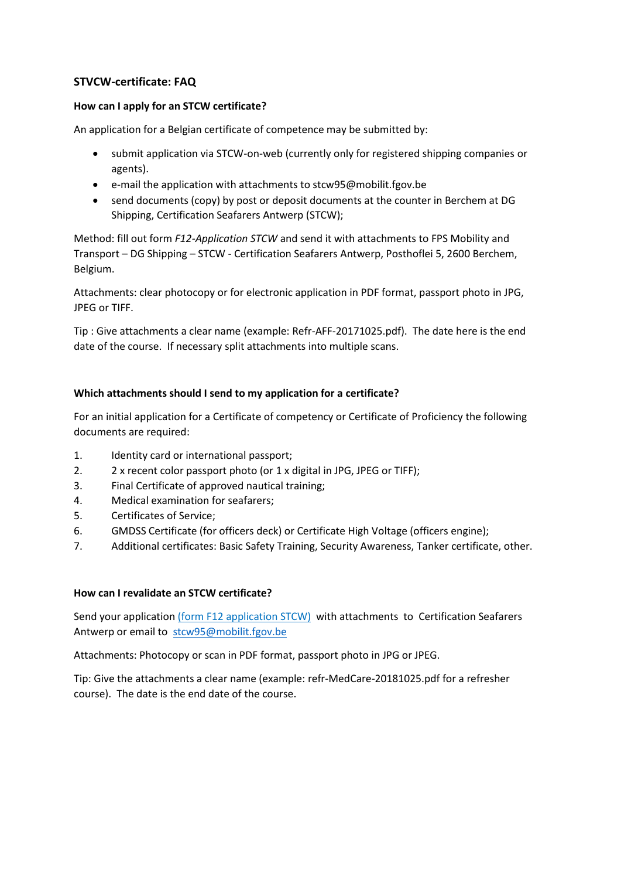## STVCW-certificate: FAQ

### How can I apply for an STCW certificate?

An application for a Belgian certificate of competence may be submitted by:

- submit application via STCW-on-web (currently only for registered shipping companies or agents).
- e-mail the application with attachments to stcw95@mobilit.fgov.be
- send documents (copy) by post or deposit documents at the counter in Berchem at DG Shipping, Certification Seafarers Antwerp (STCW);

Method: fill out form *F12-Application STCW* and send it with attachments to FPS Mobility and Transport – DG Shipping – STCW - Certification Seafarers Antwerp, Posthoflei 5, 2600 Berchem, Belgium.

Attachments: clear photocopy or for electronic application in PDF format, passport photo in JPG, JPEG or TIFF.

Tip : Give attachments a clear name (example: Refr-AFF-20171025.pdf). The date here is the end date of the course. If necessary split attachments into multiple scans.

### Which attachments should I send to my application for a certificate?

For an initial application for a Certificate of competency or Certificate of Proficiency the following documents are required:

1. Identity card or international passport;
2. 2 x recent color passport photo (or 1 x digital in JPG, JPEG or TIFF);
3. Final Certificate of approved nautical training;
4. Medical examination for seafarers;
5. Certificates of Service;
6. GMDSS Certificate (for officers deck) or Certificate High Voltage (officers engine);
7. Additional certificates: Basic Safety Training, Security Awareness, Tanker certificate, other.

### How can I revalidate an STCW certificate?

Send your application (form F12 application STCW) with attachments to Certification Seafarers Antwerp or email to stcw95@mobilit.fgov.be

Attachments: Photocopy or scan in PDF format, passport photo in JPG or JPEG.

Tip: Give the attachments a clear name (example: refr-MedCare-20181025.pdf for a refresher course). The date is the end date of the course.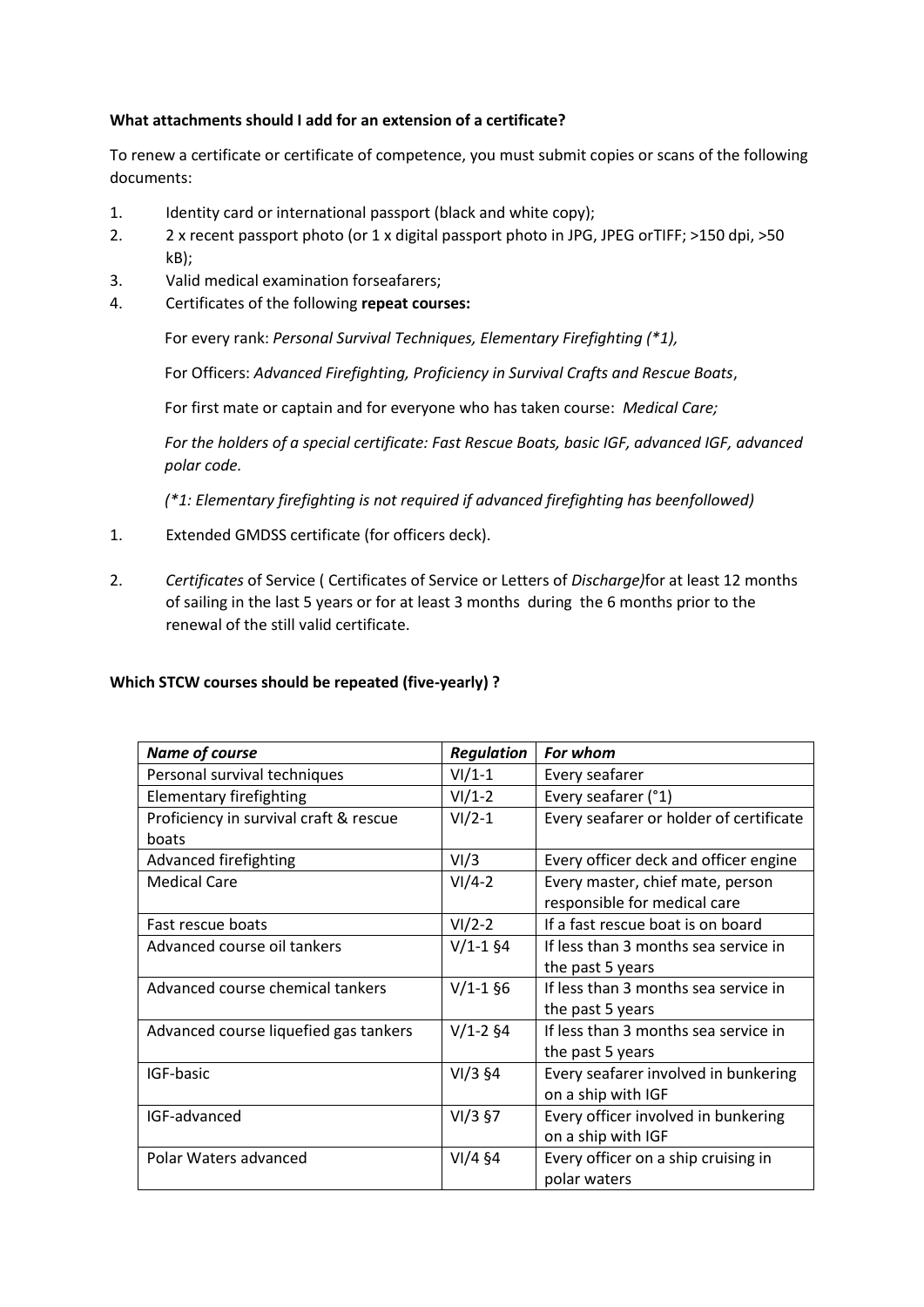**What attachments should I add for an extension of a certificate?**

To renew a certificate or certificate of competence, you must submit copies or scans of the following documents:

1. Identity card or international passport (black and white copy);
2. 2 x recent passport photo (or 1 x digital passport photo in JPG, JPEG orTIFF; >150 dpi, >50 kB);
3. Valid medical examination forseafarers;
4. Certificates of the following **repeat courses:**

   For every rank: *Personal Survival Techniques, Elementary Firefighting (*1),*

   For Officers: *Advanced Firefighting, Proficiency in Survival Crafts and Rescue Boats*,

   For first mate or captain and for everyone who has taken course: *Medical Care;*

   *For the holders of a special certificate: Fast Rescue Boats, basic IGF, advanced IGF, advanced polar code.*

   *(*1: Elementary firefighting is not required if advanced firefighting has beenfollowed)*

1. Extended GMDSS certificate (for officers deck).
2. *Certificates* of Service ( Certificates of Service or Letters of *Discharge)*for at least 12 months of sailing in the last 5 years or for at least 3 months during the 6 months prior to the renewal of the still valid certificate.

**Which STCW courses should be repeated (five-yearly) ?**

| ***Name of course*** | ***Regulation*** | ***For whom*** |
|---|---|---|
| Personal survival techniques | VI/1-1 | Every seafarer |
| Elementary firefighting | VI/1-2 | Every seafarer (°1) |
| Proficiency in survival craft & rescue boats | VI/2-1 | Every seafarer or holder of certificate |
| Advanced firefighting | VI/3 | Every officer deck and officer engine |
| Medical Care | VI/4-2 | Every master, chief mate, person responsible for medical care |
| Fast rescue boats | VI/2-2 | If a fast rescue boat is on board |
| Advanced course oil tankers | V/1-1 §4 | If less than 3 months sea service in the past 5 years |
| Advanced course chemical tankers | V/1-1 §6 | If less than 3 months sea service in the past 5 years |
| Advanced course liquefied gas tankers | V/1-2 §4 | If less than 3 months sea service in the past 5 years |
| IGF-basic | VI/3 §4 | Every seafarer involved in bunkering on a ship with IGF |
| IGF-advanced | VI/3 §7 | Every officer involved in bunkering on a ship with IGF |
| Polar Waters advanced | VI/4 §4 | Every officer on a ship cruising in polar waters |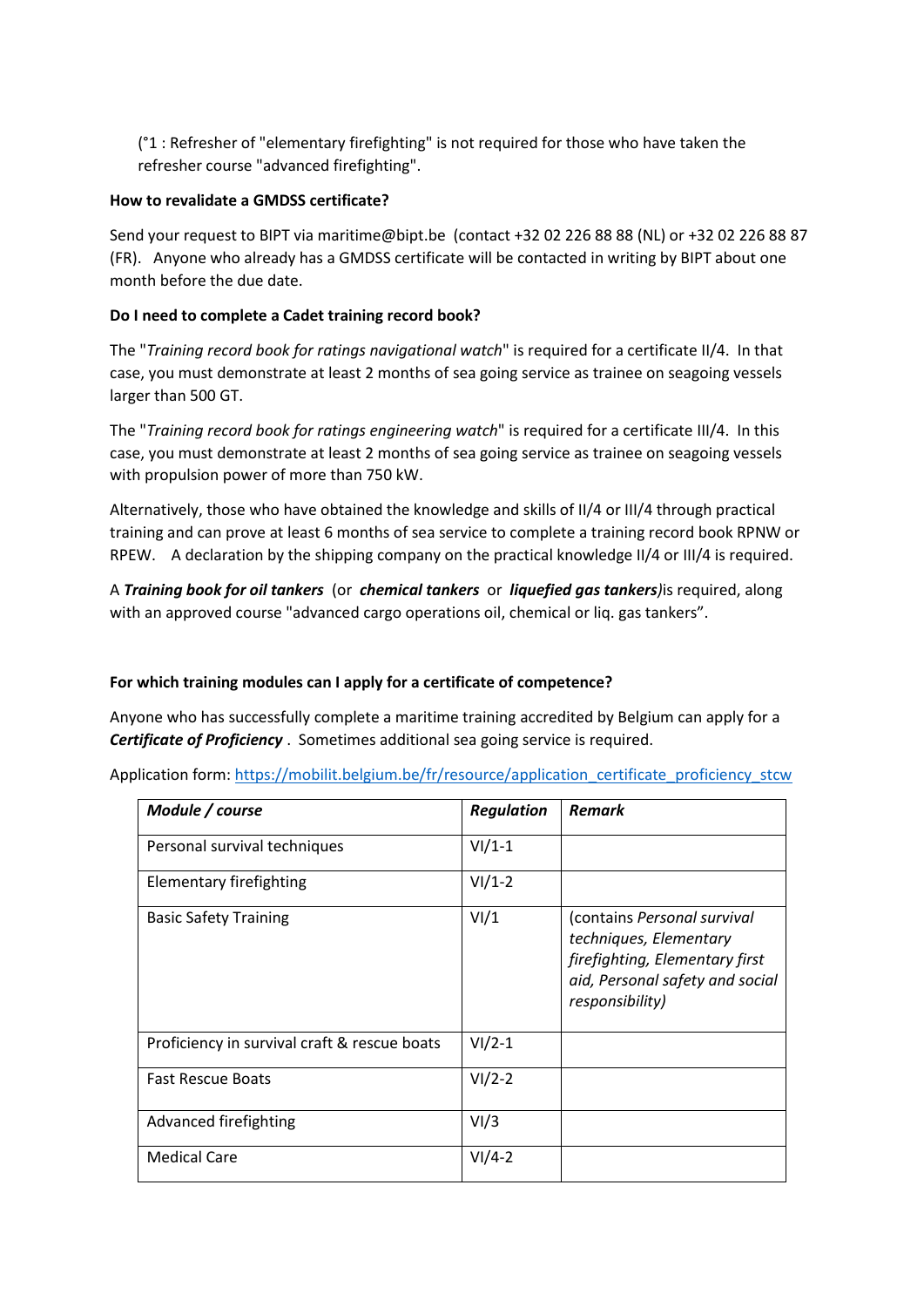(°1 : Refresher of "elementary firefighting" is not required for those who have taken the refresher course "advanced firefighting".

**How to revalidate a GMDSS certificate?**

Send your request to BIPT via maritime@bipt.be (contact +32 02 226 88 88 (NL) or +32 02 226 88 87 (FR). Anyone who already has a GMDSS certificate will be contacted in writing by BIPT about one month before the due date.

**Do I need to complete a Cadet training record book?**

The "*Training record book for ratings navigational watch*" is required for a certificate II/4. In that case, you must demonstrate at least 2 months of sea going service as trainee on seagoing vessels larger than 500 GT.

The "*Training record book for ratings engineering watch*" is required for a certificate III/4. In this case, you must demonstrate at least 2 months of sea going service as trainee on seagoing vessels with propulsion power of more than 750 kW.

Alternatively, those who have obtained the knowledge and skills of II/4 or III/4 through practical training and can prove at least 6 months of sea service to complete a training record book RPNW or RPEW. A declaration by the shipping company on the practical knowledge II/4 or III/4 is required.

A ***Training book for oil tankers*** (or ***chemical tankers*** or ***liquefied gas tankers)***is required, along with an approved course "advanced cargo operations oil, chemical or liq. gas tankers".

**For which training modules can I apply for a certificate of competence?**

Anyone who has successfully complete a maritime training accredited by Belgium can apply for a ***Certificate of Proficiency*** . Sometimes additional sea going service is required.

Application form: [https://mobilit.belgium.be/fr/resource/application_certificate_proficiency_stcw](https://mobilit.belgium.be/fr/resource/application_certificate_proficiency_stcw)

| ***Module / course*** | ***Regulation*** | ***Remark*** |
|---|---|---|
| Personal survival techniques | VI/1-1 | |
| Elementary firefighting | VI/1-2 | |
| Basic Safety Training | VI/1 | *(contains Personal survival techniques, Elementary firefighting, Elementary first aid, Personal safety and social responsibility)* |
| Proficiency in survival craft & rescue boats | VI/2-1 | |
| Fast Rescue Boats | VI/2-2 | |
| Advanced firefighting | VI/3 | |
| Medical Care | VI/4-2 | |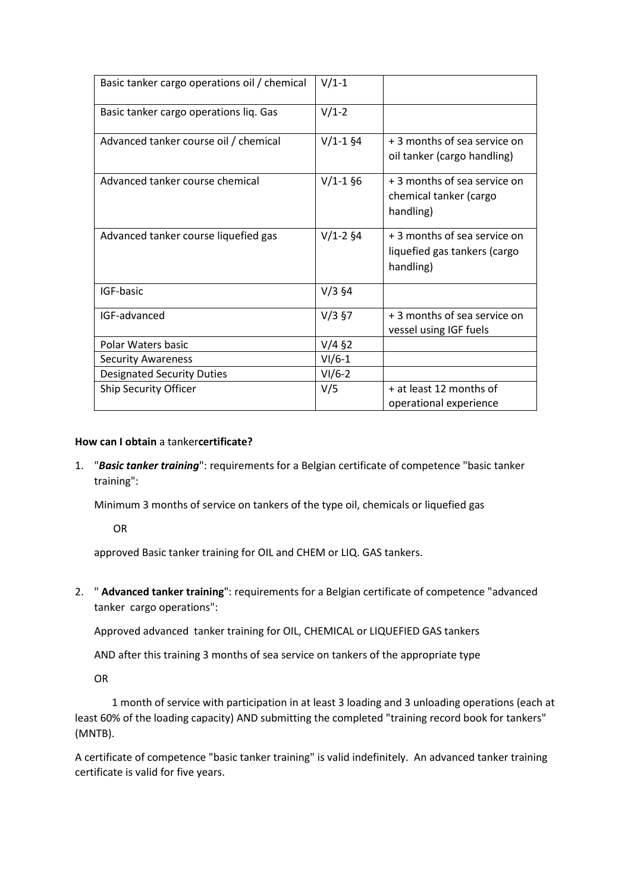| | | |
|---|---|---|
| Basic tanker cargo operations oil / chemical | V/1-1 | |
| Basic tanker cargo operations liq. Gas | V/1-2 | |
| Advanced tanker course oil / chemical | V/1-1 §4 | + 3 months of sea service on oil tanker (cargo handling) |
| Advanced tanker course chemical | V/1-1 §6 | + 3 months of sea service on chemical tanker (cargo handling) |
| Advanced tanker course liquefied gas | V/1-2 §4 | + 3 months of sea service on liquefied gas tankers (cargo handling) |
| IGF-basic | V/3 §4 | |
| IGF-advanced | V/3 §7 | + 3 months of sea service on vessel using IGF fuels |
| Polar Waters basic | V/4 §2 | |
| Security Awareness | VI/6-1 | |
| Designated Security Duties | VI/6-2 | |
| Ship Security Officer | V/5 | + at least 12 months of operational experience |

**How can I obtain** a tanker**certificate?**

1. "***Basic tanker training***": requirements for a Belgian certificate of competence "basic tanker training":

   Minimum 3 months of service on tankers of the type oil, chemicals or liquefied gas

   OR

   approved Basic tanker training for OIL and CHEM or LIQ. GAS tankers.

2. " **Advanced tanker training**": requirements for a Belgian certificate of competence "advanced tanker cargo operations":

   Approved advanced tanker training for OIL, CHEMICAL or LIQUEFIED GAS tankers

   AND after this training 3 months of sea service on tankers of the appropriate type

   OR

   1 month of service with participation in at least 3 loading and 3 unloading operations (each at least 60% of the loading capacity) AND submitting the completed "training record book for tankers" (MNTB).

A certificate of competence "basic tanker training" is valid indefinitely. An advanced tanker training certificate is valid for five years.